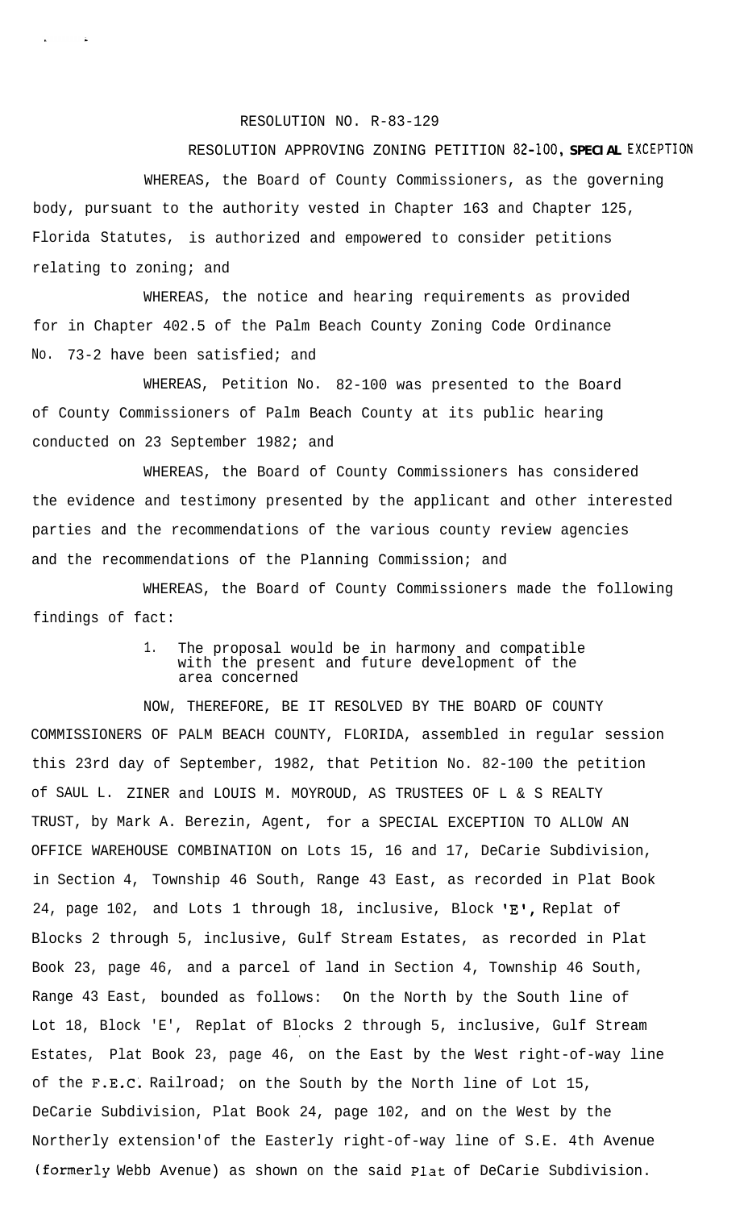RESOLUTION NO. R-83-129

RESOLUTION APPROVING ZONING PETITION 82-100, SPECIAL EXCEPTION

WHEREAS, the Board of County Commissioners, as the governing body, pursuant to the authority vested in Chapter 163 and Chapter 125, Florida Statutes, is authorized and empowered to consider petitions relating to zoning; and

WHEREAS, the notice and hearing requirements as provided for in Chapter 402.5 of the Palm Beach County Zoning Code Ordinance No. 73-2 have been satisfied; and

WHEREAS, Petition No. 82-100 was presented to the Board of County Commissioners of Palm Beach County at its public hearing conducted on 23 September 1982; and

WHEREAS, the Board of County Commissioners has considered the evidence and testimony presented by the applicant and other interested parties and the recommendations of the various county review agencies and the recommendations of the Planning Commission; and

WHEREAS, the Board of County Commissioners made the following findings of fact:

1. The proposal would be in harmony and compatible with the present and future development of the area concerned

NOW, THEREFORE, BE IT RESOLVED BY THE BOARD OF COUNTY COMMISSIONERS OF PALM BEACH COUNTY, FLORIDA, assembled in regular session this 23rd day of September, 1982, that Petition No. 82-100 the petition of SAUL L. ZINER and LOUIS M. MOYROUD, AS TRUSTEES OF L & S REALTY TRUST, by Mark A. Berezin, Agent, for a SPECIAL EXCEPTION TO ALLOW AN OFFICE WAREHOUSE COMBINATION on Lots 15, 16 and 17, DeCarie Subdivision, in Section 4, Township 46 South, Range 43 East, as recorded in Plat Book 24, page 102, and Lots 1 through 18, inclusive, Block 'E', Replat of Blocks 2 through 5, inclusive, Gulf Stream Estates, as recorded in Plat Book 23, page 46, and a parcel of land in Section 4, Township 46 South, Range 43 East, bounded as follows: On the North by the South line of Lot 18, Block 'E', Replat of Blocks 2 through 5, inclusive, Gulf Stream Estates, Plat Book 23, page 46, on the East by the West right-of-way line of the F.E.C. Railroad; on the South by the North line of Lot 15, DeCarie Subdivision, Plat Book 24, page 102, and on the West by the Northerly extension of the Easterly right-of-way line of S.E. 4th Avenue (formerly Webb Avenue) as shown on the said Plat of DeCarie Subdivision.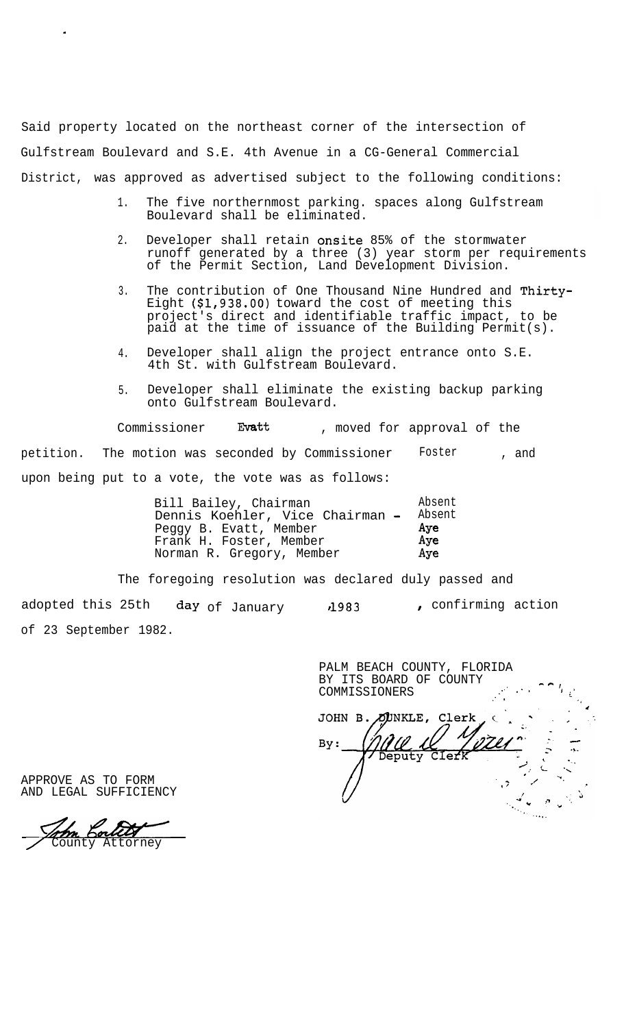Said property located on the northeast corner of the intersection of Gulfstream Boulevard and S.E. 4th Avenue in a CG-General Commercial District, was approved as advertised subject to the following conditions:

1. The five northernmost parking. spaces along Gulfstream Boulevard shall be eliminated.
2. Developer shall retain onsite 85% of the stormwater runoff generated by a three (3) year storm per requirements of the Permit Section, Land Development Division.
3. The contribution of One Thousand Nine Hundred and Thirty-Eight ($1,938.00) toward the cost of meeting this project's direct and identifiable traffic impact, to be paid at the time of issuance of the Building Permit(s).
4. Developer shall align the project entrance onto S.E. 4th St. with Gulfstream Boulevard.
5. Developer shall eliminate the existing backup parking onto Gulfstream Boulevard.

Commissioner Evatt, moved for approval of the petition. The motion was seconded by Commissioner Foster, and upon being put to a vote, the vote was as follows:

| | |
|---|---|
| Bill Bailey, Chairman | Absent |
| Dennis Koehler, Vice Chairman - | Absent |
| Peggy B. Evatt, Member | Aye |
| Frank H. Foster, Member | Aye |
| Norman R. Gregory, Member | Aye |

The foregoing resolution was declared duly passed and adopted this 25th day of January ,1983 , confirming action of 23 September 1982.

PALM BEACH COUNTY, FLORIDA
BY ITS BOARD OF COUNTY COMMISSIONERS

JOHN B. DUNKLE, Clerk

By: ______________________
Deputy Clerk

APPROVE AS TO FORM
AND LEGAL SUFFICIENCY

______________________
County Attorney